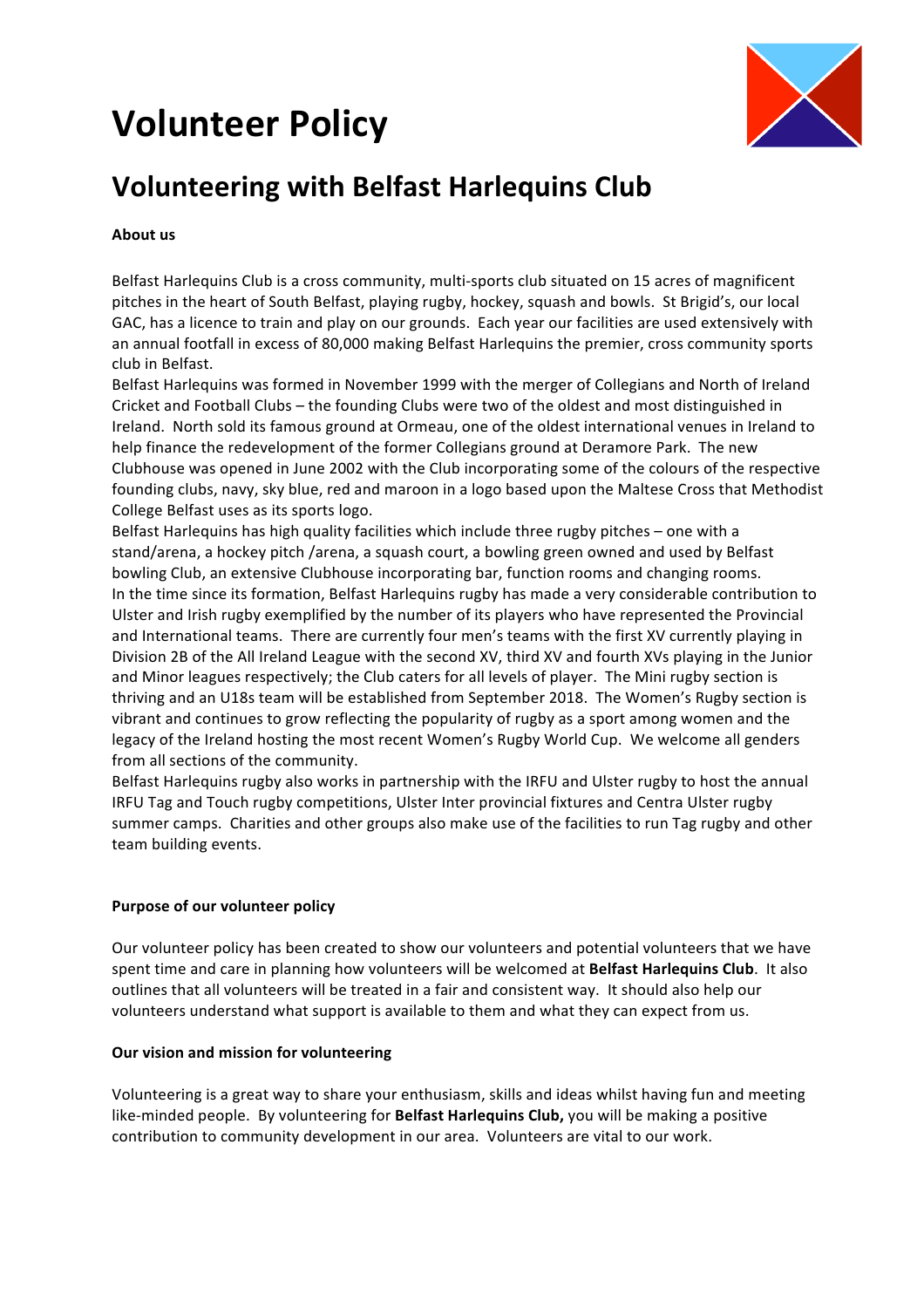# Volunteer Policy

## Volunteering with Belfast Harlequins Club

**About us**

Belfast Harlequins Club is a cross community, multi-sports club situated on 15 acres of magnificent pitches in the heart of South Belfast, playing rugby, hockey, squash and bowls. St Brigid's, our local GAC, has a licence to train and play on our grounds. Each year our facilities are used extensively with an annual footfall in excess of 80,000 making Belfast Harlequins the premier, cross community sports club in Belfast.

Belfast Harlequins was formed in November 1999 with the merger of Collegians and North of Ireland Cricket and Football Clubs – the founding Clubs were two of the oldest and most distinguished in Ireland. North sold its famous ground at Ormeau, one of the oldest international venues in Ireland to help finance the redevelopment of the former Collegians ground at Deramore Park. The new Clubhouse was opened in June 2002 with the Club incorporating some of the colours of the respective founding clubs, navy, sky blue, red and maroon in a logo based upon the Maltese Cross that Methodist College Belfast uses as its sports logo.

Belfast Harlequins has high quality facilities which include three rugby pitches – one with a stand/arena, a hockey pitch /arena, a squash court, a bowling green owned and used by Belfast bowling Club, an extensive Clubhouse incorporating bar, function rooms and changing rooms.

In the time since its formation, Belfast Harlequins rugby has made a very considerable contribution to Ulster and Irish rugby exemplified by the number of its players who have represented the Provincial and International teams. There are currently four men's teams with the first XV currently playing in Division 2B of the All Ireland League with the second XV, third XV and fourth XVs playing in the Junior and Minor leagues respectively; the Club caters for all levels of player. The Mini rugby section is thriving and an U18s team will be established from September 2018. The Women's Rugby section is vibrant and continues to grow reflecting the popularity of rugby as a sport among women and the legacy of the Ireland hosting the most recent Women's Rugby World Cup. We welcome all genders from all sections of the community.

Belfast Harlequins rugby also works in partnership with the IRFU and Ulster rugby to host the annual IRFU Tag and Touch rugby competitions, Ulster Inter provincial fixtures and Centra Ulster rugby summer camps. Charities and other groups also make use of the facilities to run Tag rugby and other team building events.

**Purpose of our volunteer policy**

Our volunteer policy has been created to show our volunteers and potential volunteers that we have spent time and care in planning how volunteers will be welcomed at **Belfast Harlequins Club**. It also outlines that all volunteers will be treated in a fair and consistent way. It should also help our volunteers understand what support is available to them and what they can expect from us.

**Our vision and mission for volunteering**

Volunteering is a great way to share your enthusiasm, skills and ideas whilst having fun and meeting like-minded people. By volunteering for **Belfast Harlequins Club,** you will be making a positive contribution to community development in our area. Volunteers are vital to our work.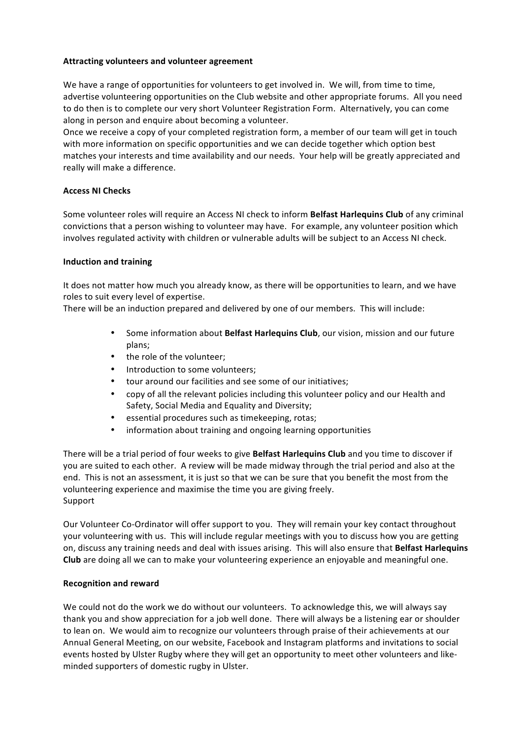**Attracting volunteers and volunteer agreement**

We have a range of opportunities for volunteers to get involved in. We will, from time to time, advertise volunteering opportunities on the Club website and other appropriate forums. All you need to do then is to complete our very short Volunteer Registration Form. Alternatively, you can come along in person and enquire about becoming a volunteer.

Once we receive a copy of your completed registration form, a member of our team will get in touch with more information on specific opportunities and we can decide together which option best matches your interests and time availability and our needs. Your help will be greatly appreciated and really will make a difference.

**Access NI Checks**

Some volunteer roles will require an Access NI check to inform **Belfast Harlequins Club** of any criminal convictions that a person wishing to volunteer may have. For example, any volunteer position which involves regulated activity with children or vulnerable adults will be subject to an Access NI check.

**Induction and training**

It does not matter how much you already know, as there will be opportunities to learn, and we have roles to suit every level of expertise.

There will be an induction prepared and delivered by one of our members. This will include:

- Some information about **Belfast Harlequins Club**, our vision, mission and our future plans;
- the role of the volunteer;
- Introduction to some volunteers;
- tour around our facilities and see some of our initiatives;
- copy of all the relevant policies including this volunteer policy and our Health and Safety, Social Media and Equality and Diversity;
- essential procedures such as timekeeping, rotas;
- information about training and ongoing learning opportunities

There will be a trial period of four weeks to give **Belfast Harlequins Club** and you time to discover if you are suited to each other. A review will be made midway through the trial period and also at the end. This is not an assessment, it is just so that we can be sure that you benefit the most from the volunteering experience and maximise the time you are giving freely.

Support

Our Volunteer Co-Ordinator will offer support to you. They will remain your key contact throughout your volunteering with us. This will include regular meetings with you to discuss how you are getting on, discuss any training needs and deal with issues arising. This will also ensure that **Belfast Harlequins Club** are doing all we can to make your volunteering experience an enjoyable and meaningful one.

**Recognition and reward**

We could not do the work we do without our volunteers. To acknowledge this, we will always say thank you and show appreciation for a job well done. There will always be a listening ear or shoulder to lean on. We would aim to recognize our volunteers through praise of their achievements at our Annual General Meeting, on our website, Facebook and Instagram platforms and invitations to social events hosted by Ulster Rugby where they will get an opportunity to meet other volunteers and like-minded supporters of domestic rugby in Ulster.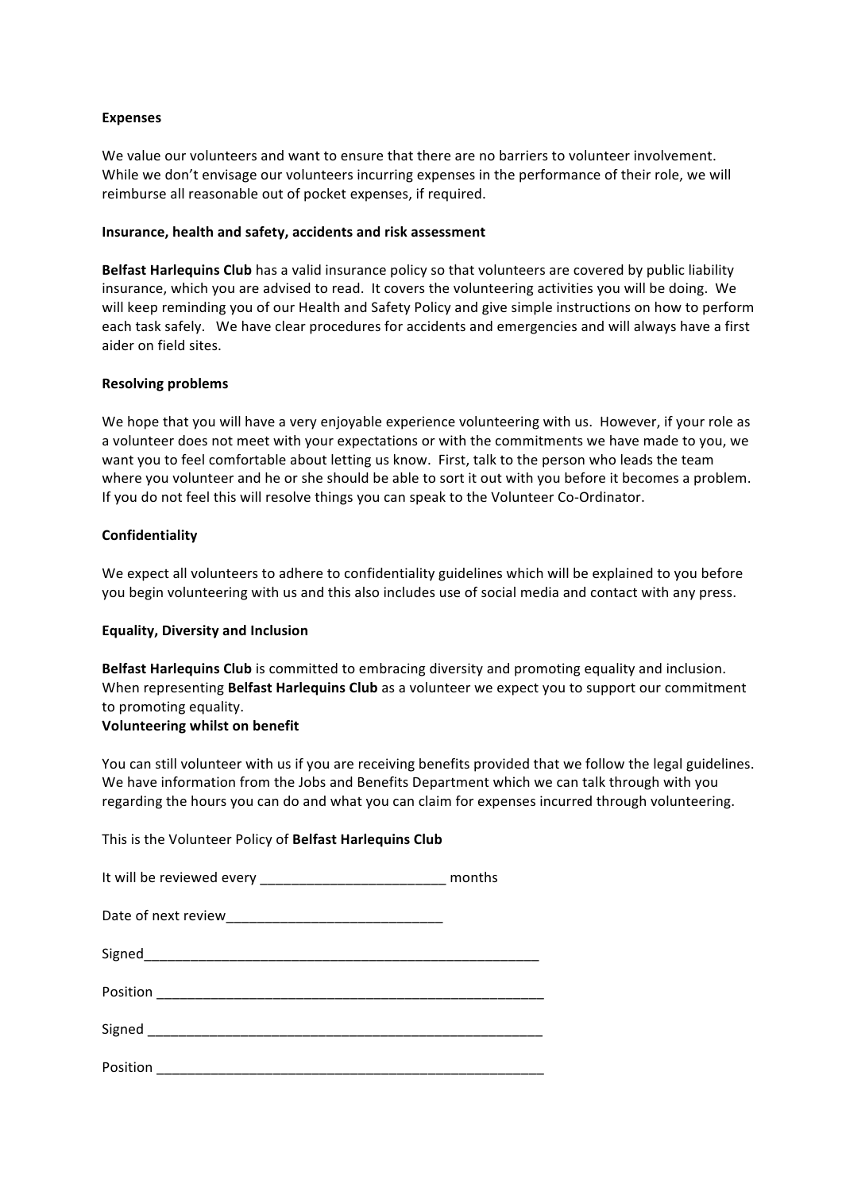**Expenses**

We value our volunteers and want to ensure that there are no barriers to volunteer involvement. While we don't envisage our volunteers incurring expenses in the performance of their role, we will reimburse all reasonable out of pocket expenses, if required.

**Insurance, health and safety, accidents and risk assessment**

**Belfast Harlequins Club** has a valid insurance policy so that volunteers are covered by public liability insurance, which you are advised to read. It covers the volunteering activities you will be doing. We will keep reminding you of our Health and Safety Policy and give simple instructions on how to perform each task safely. We have clear procedures for accidents and emergencies and will always have a first aider on field sites.

**Resolving problems**

We hope that you will have a very enjoyable experience volunteering with us. However, if your role as a volunteer does not meet with your expectations or with the commitments we have made to you, we want you to feel comfortable about letting us know. First, talk to the person who leads the team where you volunteer and he or she should be able to sort it out with you before it becomes a problem. If you do not feel this will resolve things you can speak to the Volunteer Co-Ordinator.

**Confidentiality**

We expect all volunteers to adhere to confidentiality guidelines which will be explained to you before you begin volunteering with us and this also includes use of social media and contact with any press.

**Equality, Diversity and Inclusion**

**Belfast Harlequins Club** is committed to embracing diversity and promoting equality and inclusion. When representing **Belfast Harlequins Club** as a volunteer we expect you to support our commitment to promoting equality.

**Volunteering whilst on benefit**

You can still volunteer with us if you are receiving benefits provided that we follow the legal guidelines. We have information from the Jobs and Benefits Department which we can talk through with you regarding the hours you can do and what you can claim for expenses incurred through volunteering.

This is the Volunteer Policy of **Belfast Harlequins Club**

It will be reviewed every ________________________ months

Date of next review____________________________

Signed_____________________________________________________

Position ____________________________________________________

Signed _____________________________________________________

Position ____________________________________________________